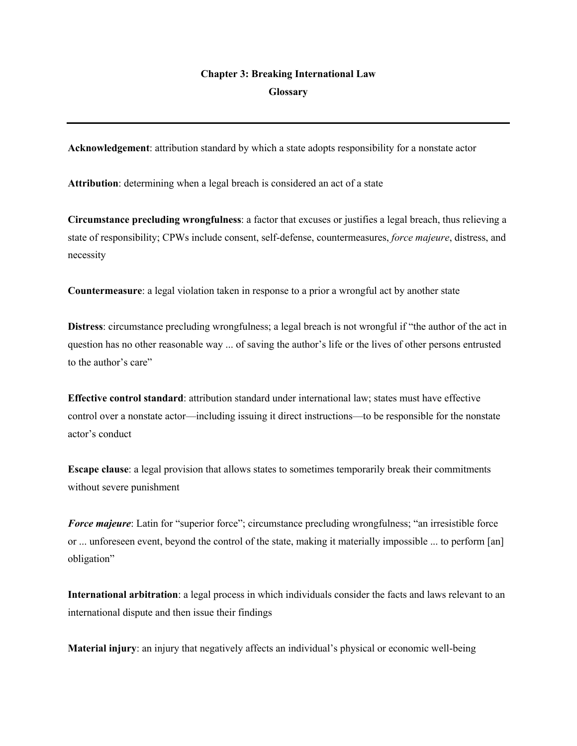# Chapter 3: Breaking International Law

## Glossary

---

**Acknowledgement**: attribution standard by which a state adopts responsibility for a nonstate actor

**Attribution**: determining when a legal breach is considered an act of a state

**Circumstance precluding wrongfulness**: a factor that excuses or justifies a legal breach, thus relieving a state of responsibility; CPWs include consent, self-defense, countermeasures, *force majeure*, distress, and necessity

**Countermeasure**: a legal violation taken in response to a prior a wrongful act by another state

**Distress**: circumstance precluding wrongfulness; a legal breach is not wrongful if "the author of the act in question has no other reasonable way ... of saving the author's life or the lives of other persons entrusted to the author's care"

**Effective control standard**: attribution standard under international law; states must have effective control over a nonstate actor—including issuing it direct instructions—to be responsible for the nonstate actor's conduct

**Escape clause**: a legal provision that allows states to sometimes temporarily break their commitments without severe punishment

***Force majeure***: Latin for "superior force"; circumstance precluding wrongfulness; "an irresistible force or ... unforeseen event, beyond the control of the state, making it materially impossible ... to perform [an] obligation"

**International arbitration**: a legal process in which individuals consider the facts and laws relevant to an international dispute and then issue their findings

**Material injury**: an injury that negatively affects an individual's physical or economic well-being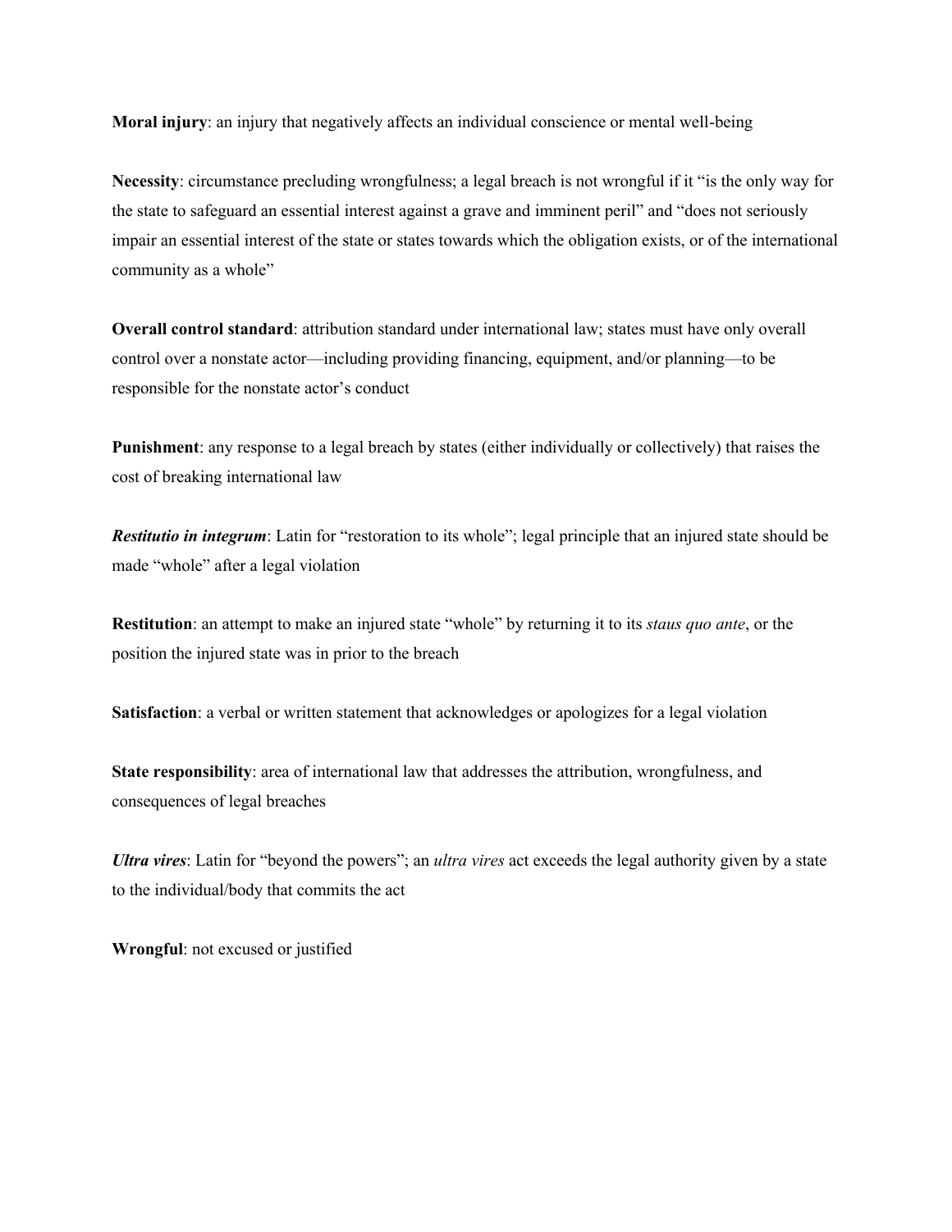**Moral injury**: an injury that negatively affects an individual conscience or mental well-being

**Necessity**: circumstance precluding wrongfulness; a legal breach is not wrongful if it "is the only way for the state to safeguard an essential interest against a grave and imminent peril" and "does not seriously impair an essential interest of the state or states towards which the obligation exists, or of the international community as a whole"

**Overall control standard**: attribution standard under international law; states must have only overall control over a nonstate actor—including providing financing, equipment, and/or planning—to be responsible for the nonstate actor's conduct

**Punishment**: any response to a legal breach by states (either individually or collectively) that raises the cost of breaking international law

***Restitutio in integrum***: Latin for "restoration to its whole"; legal principle that an injured state should be made "whole" after a legal violation

**Restitution**: an attempt to make an injured state "whole" by returning it to its *staus quo ante*, or the position the injured state was in prior to the breach

**Satisfaction**: a verbal or written statement that acknowledges or apologizes for a legal violation

**State responsibility**: area of international law that addresses the attribution, wrongfulness, and consequences of legal breaches

***Ultra vires***: Latin for "beyond the powers"; an *ultra vires* act exceeds the legal authority given by a state to the individual/body that commits the act

**Wrongful**: not excused or justified